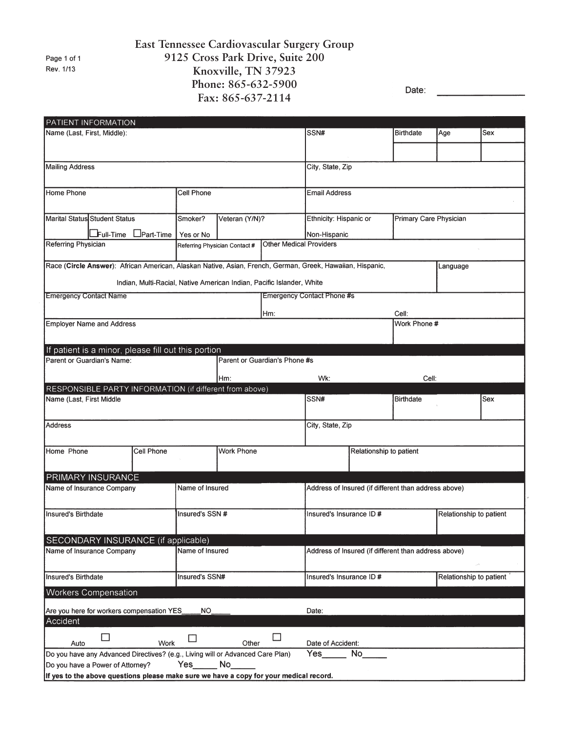# East Tennessee Cardiovascular Surgery Group

**9125 Cross Park Drive, Suite 200**
**Knoxville, TN 37923**
**Phone: 865-632-5900**
**Fax: 865-637-2114**

Rev. 1/13

Date: ________________

## PATIENT INFORMATION

| Name (Last, First, Middle): | SSN# | Birthdate | Age | Sex |
|---|---|---|---|---|
| | | | | |

| Mailing Address | City, State, Zip |
|---|---|
| | |

| Home Phone | Cell Phone | Email Address |
|---|---|---|
| | | |

| Marital Status | Student Status | Smoker? | Veteran (Y/N)? | Ethnicity: Hispanic or | Primary Care Physician |
|---|---|---|---|---|---|
| | ☐ Full-Time ☐ Part-Time | Yes or No | | Non-Hispanic | |

| Referring Physician | Referring Physician Contact # | Other Medical Providers |
|---|---|---|
| | | |

| Race (**Circle Answer**): African American, Alaskan Native, Asian, French, German, Greek, Hawaiian, Hispanic, Indian, Multi-Racial, Native American Indian, Pacific Islander, White | Language |
|---|---|
| | |

| Emergency Contact Name | Emergency Contact Phone #s |
|---|---|
| | Hm: Cell: |

| Employer Name and Address | Work Phone # |
|---|---|
| | |

## If patient is a minor, please fill out this portion

| Parent or Guardian's Name: | Parent or Guardian's Phone #s |
|---|---|
| | Hm: Wk: Cell: |

## RESPONSIBLE PARTY INFORMATION (if different from above)

| Name (Last, First Middle | SSN# | Birthdate | Sex |
|---|---|---|---|
| | | | |

| Address | City, State, Zip |
|---|---|
| | |

| Home Phone | Cell Phone | Work Phone | Relationship to patient |
|---|---|---|---|
| | | | |

## PRIMARY INSURANCE

| Name of Insurance Company | Name of Insured | Address of Insured (if different than address above) | |
|---|---|---|---|
| | | | |
| **Insured's Birthdate** | **Insured's SSN #** | **Insured's Insurance ID #** | **Relationship to patient** |
| | | | |

## SECONDARY INSURANCE (if applicable)

| Name of Insurance Company | Name of Insured | Address of Insured (if different than address above) | |
|---|---|---|---|
| | | | |
| **Insured's Birthdate** | **Insured's SSN#** | **Insured's Insurance ID #** | **Relationship to patient** |
| | | | |

## Workers Compensation

Are you here for workers compensation YES_____NO_____ Date:

## Accident

Auto ☐ Work ☐ Other ☐ Date of Accident:

Do you have any Advanced Directives? (e.g., Living will or Advanced Care Plan) Yes_____ No_____

Do you have a Power of Attorney? Yes_____ No_____

**If yes to the above questions please make sure we have a copy for your medical record.**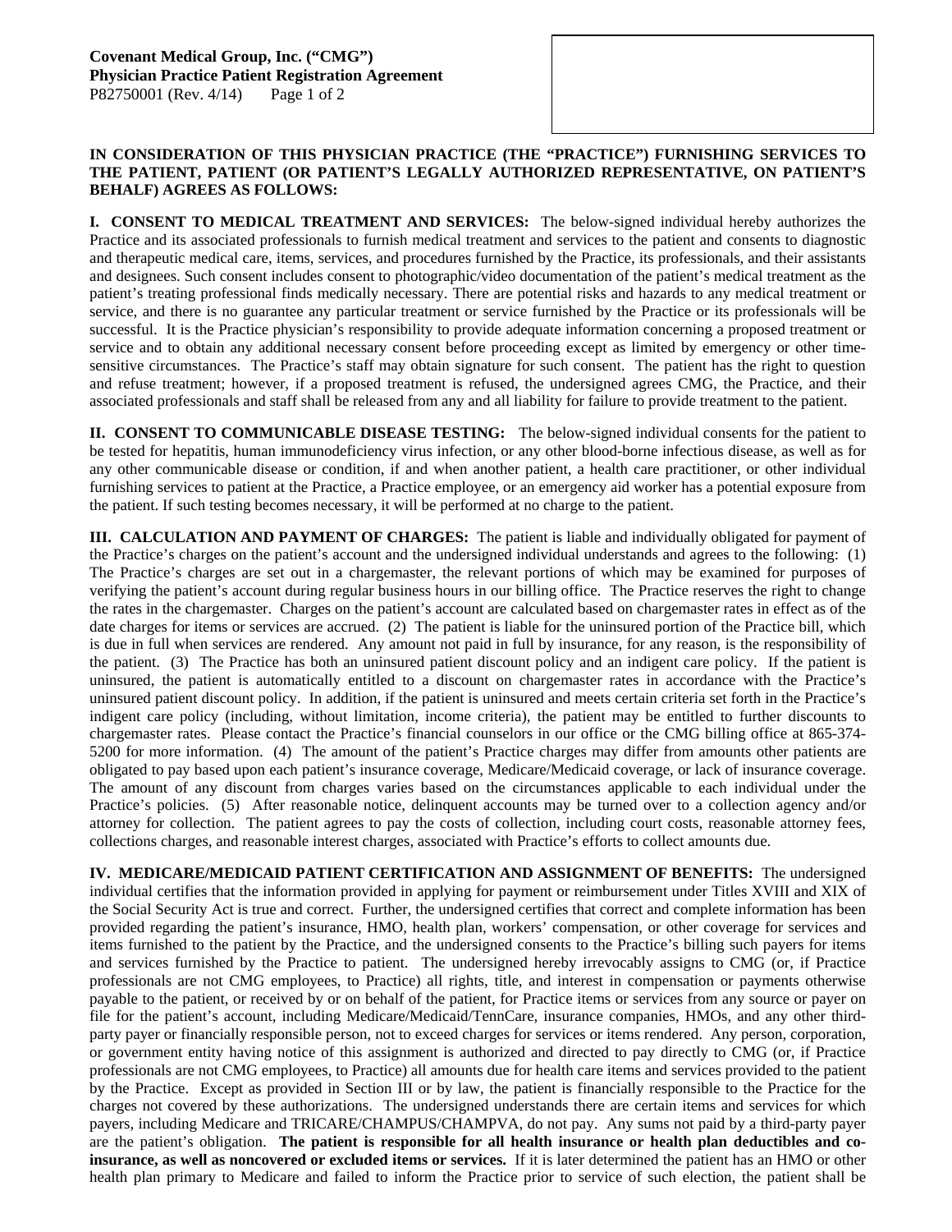**Covenant Medical Group, Inc. ("CMG")**
**Physician Practice Patient Registration Agreement**
P82750001 (Rev. 4/14)

**IN CONSIDERATION OF THIS PHYSICIAN PRACTICE (THE "PRACTICE") FURNISHING SERVICES TO THE PATIENT, PATIENT (OR PATIENT'S LEGALLY AUTHORIZED REPRESENTATIVE, ON PATIENT'S BEHALF) AGREES AS FOLLOWS:**

**I. CONSENT TO MEDICAL TREATMENT AND SERVICES:** The below-signed individual hereby authorizes the Practice and its associated professionals to furnish medical treatment and services to the patient and consents to diagnostic and therapeutic medical care, items, services, and procedures furnished by the Practice, its professionals, and their assistants and designees. Such consent includes consent to photographic/video documentation of the patient's medical treatment as the patient's treating professional finds medically necessary. There are potential risks and hazards to any medical treatment or service, and there is no guarantee any particular treatment or service furnished by the Practice or its professionals will be successful. It is the Practice physician's responsibility to provide adequate information concerning a proposed treatment or service and to obtain any additional necessary consent before proceeding except as limited by emergency or other time-sensitive circumstances. The Practice's staff may obtain signature for such consent. The patient has the right to question and refuse treatment; however, if a proposed treatment is refused, the undersigned agrees CMG, the Practice, and their associated professionals and staff shall be released from any and all liability for failure to provide treatment to the patient.

**II. CONSENT TO COMMUNICABLE DISEASE TESTING:** The below-signed individual consents for the patient to be tested for hepatitis, human immunodeficiency virus infection, or any other blood-borne infectious disease, as well as for any other communicable disease or condition, if and when another patient, a health care practitioner, or other individual furnishing services to patient at the Practice, a Practice employee, or an emergency aid worker has a potential exposure from the patient. If such testing becomes necessary, it will be performed at no charge to the patient.

**III. CALCULATION AND PAYMENT OF CHARGES:** The patient is liable and individually obligated for payment of the Practice's charges on the patient's account and the undersigned individual understands and agrees to the following: (1) The Practice's charges are set out in a chargemaster, the relevant portions of which may be examined for purposes of verifying the patient's account during regular business hours in our billing office. The Practice reserves the right to change the rates in the chargemaster. Charges on the patient's account are calculated based on chargemaster rates in effect as of the date charges for items or services are accrued. (2) The patient is liable for the uninsured portion of the Practice bill, which is due in full when services are rendered. Any amount not paid in full by insurance, for any reason, is the responsibility of the patient. (3) The Practice has both an uninsured patient discount policy and an indigent care policy. If the patient is uninsured, the patient is automatically entitled to a discount on chargemaster rates in accordance with the Practice's uninsured patient discount policy. In addition, if the patient is uninsured and meets certain criteria set forth in the Practice's indigent care policy (including, without limitation, income criteria), the patient may be entitled to further discounts to chargemaster rates. Please contact the Practice's financial counselors in our office or the CMG billing office at 865-374-5200 for more information. (4) The amount of the patient's Practice charges may differ from amounts other patients are obligated to pay based upon each patient's insurance coverage, Medicare/Medicaid coverage, or lack of insurance coverage. The amount of any discount from charges varies based on the circumstances applicable to each individual under the Practice's policies. (5) After reasonable notice, delinquent accounts may be turned over to a collection agency and/or attorney for collection. The patient agrees to pay the costs of collection, including court costs, reasonable attorney fees, collections charges, and reasonable interest charges, associated with Practice's efforts to collect amounts due.

**IV. MEDICARE/MEDICAID PATIENT CERTIFICATION AND ASSIGNMENT OF BENEFITS:** The undersigned individual certifies that the information provided in applying for payment or reimbursement under Titles XVIII and XIX of the Social Security Act is true and correct. Further, the undersigned certifies that correct and complete information has been provided regarding the patient's insurance, HMO, health plan, workers' compensation, or other coverage for services and items furnished to the patient by the Practice, and the undersigned consents to the Practice's billing such payers for items and services furnished by the Practice to patient. The undersigned hereby irrevocably assigns to CMG (or, if Practice professionals are not CMG employees, to Practice) all rights, title, and interest in compensation or payments otherwise payable to the patient, or received by or on behalf of the patient, for Practice items or services from any source or payer on file for the patient's account, including Medicare/Medicaid/TennCare, insurance companies, HMOs, and any other third-party payer or financially responsible person, not to exceed charges for services or items rendered. Any person, corporation, or government entity having notice of this assignment is authorized and directed to pay directly to CMG (or, if Practice professionals are not CMG employees, to Practice) all amounts due for health care items and services provided to the patient by the Practice. Except as provided in Section III or by law, the patient is financially responsible to the Practice for the charges not covered by these authorizations. The undersigned understands there are certain items and services for which payers, including Medicare and TRICARE/CHAMPUS/CHAMPVA, do not pay. Any sums not paid by a third-party payer are the patient's obligation. **The patient is responsible for all health insurance or health plan deductibles and co-insurance, as well as noncovered or excluded items or services.** If it is later determined the patient has an HMO or other health plan primary to Medicare and failed to inform the Practice prior to service of such election, the patient shall be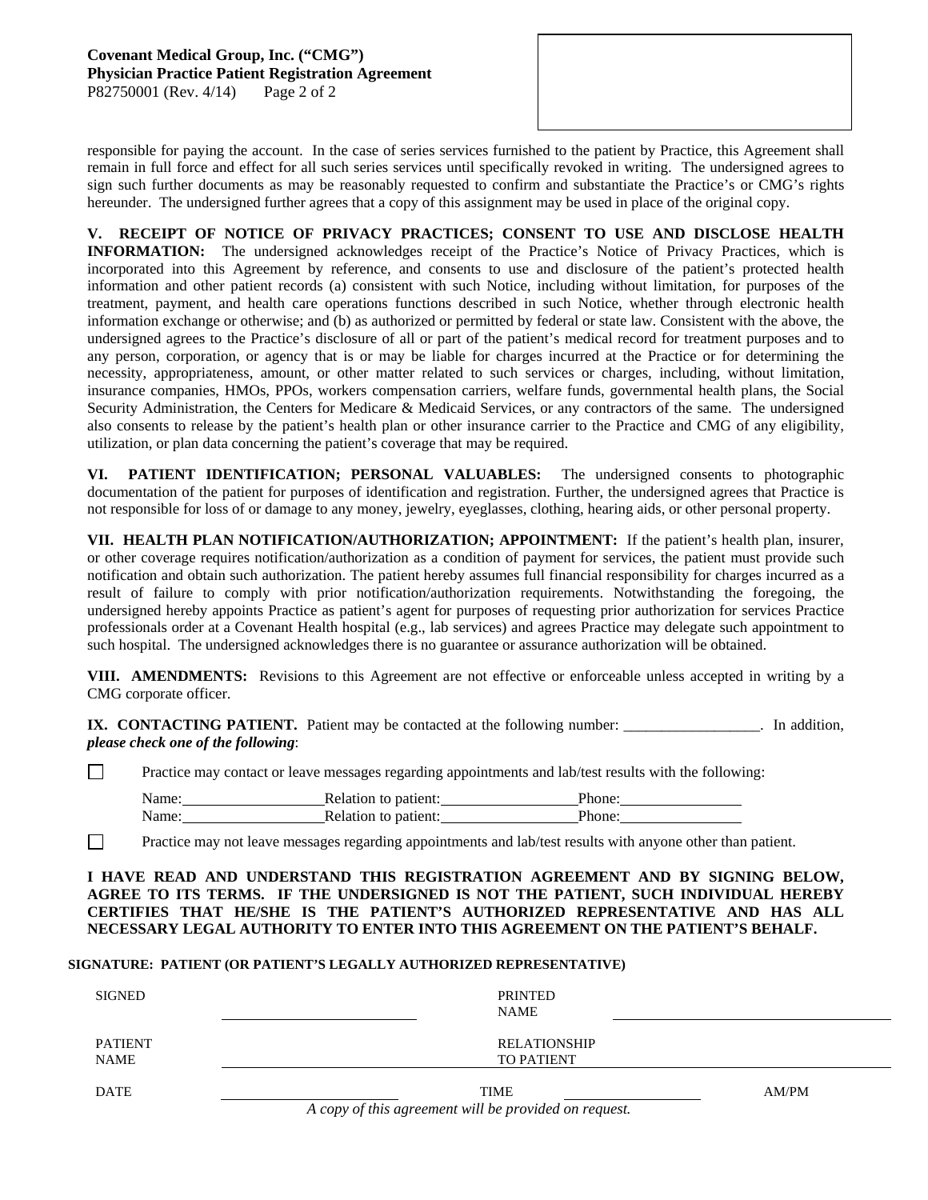responsible for paying the account. In the case of series services furnished to the patient by Practice, this Agreement shall remain in full force and effect for all such series services until specifically revoked in writing. The undersigned agrees to sign such further documents as may be reasonably requested to confirm and substantiate the Practice's or CMG's rights hereunder. The undersigned further agrees that a copy of this assignment may be used in place of the original copy.

**V. RECEIPT OF NOTICE OF PRIVACY PRACTICES; CONSENT TO USE AND DISCLOSE HEALTH INFORMATION:** The undersigned acknowledges receipt of the Practice's Notice of Privacy Practices, which is incorporated into this Agreement by reference, and consents to use and disclosure of the patient's protected health information and other patient records (a) consistent with such Notice, including without limitation, for purposes of the treatment, payment, and health care operations functions described in such Notice, whether through electronic health information exchange or otherwise; and (b) as authorized or permitted by federal or state law. Consistent with the above, the undersigned agrees to the Practice's disclosure of all or part of the patient's medical record for treatment purposes and to any person, corporation, or agency that is or may be liable for charges incurred at the Practice or for determining the necessity, appropriateness, amount, or other matter related to such services or charges, including, without limitation, insurance companies, HMOs, PPOs, workers compensation carriers, welfare funds, governmental health plans, the Social Security Administration, the Centers for Medicare & Medicaid Services, or any contractors of the same. The undersigned also consents to release by the patient's health plan or other insurance carrier to the Practice and CMG of any eligibility, utilization, or plan data concerning the patient's coverage that may be required.

**VI. PATIENT IDENTIFICATION; PERSONAL VALUABLES:** The undersigned consents to photographic documentation of the patient for purposes of identification and registration. Further, the undersigned agrees that Practice is not responsible for loss of or damage to any money, jewelry, eyeglasses, clothing, hearing aids, or other personal property.

**VII. HEALTH PLAN NOTIFICATION/AUTHORIZATION; APPOINTMENT:** If the patient's health plan, insurer, or other coverage requires notification/authorization as a condition of payment for services, the patient must provide such notification and obtain such authorization. The patient hereby assumes full financial responsibility for charges incurred as a result of failure to comply with prior notification/authorization requirements. Notwithstanding the foregoing, the undersigned hereby appoints Practice as patient's agent for purposes of requesting prior authorization for services Practice professionals order at a Covenant Health hospital (e.g., lab services) and agrees Practice may delegate such appointment to such hospital. The undersigned acknowledges there is no guarantee or assurance authorization will be obtained.

**VIII. AMENDMENTS:** Revisions to this Agreement are not effective or enforceable unless accepted in writing by a CMG corporate officer.

**IX. CONTACTING PATIENT.** Patient may be contacted at the following number: __________________. In addition, ***please check one of the following***:

☐ Practice may contact or leave messages regarding appointments and lab/test results with the following:

Name:__________________ Relation to patient:__________________ Phone:________________
Name:__________________ Relation to patient:__________________ Phone:________________

☐ Practice may not leave messages regarding appointments and lab/test results with anyone other than patient.

**I HAVE READ AND UNDERSTAND THIS REGISTRATION AGREEMENT AND BY SIGNING BELOW, AGREE TO ITS TERMS. IF THE UNDERSIGNED IS NOT THE PATIENT, SUCH INDIVIDUAL HEREBY CERTIFIES THAT HE/SHE IS THE PATIENT'S AUTHORIZED REPRESENTATIVE AND HAS ALL NECESSARY LEGAL AUTHORITY TO ENTER INTO THIS AGREEMENT ON THE PATIENT'S BEHALF.**

**SIGNATURE: PATIENT (OR PATIENT'S LEGALLY AUTHORIZED REPRESENTATIVE)**

SIGNED __________________________ PRINTED NAME __________________________

PATIENT NAME __________________________ RELATIONSHIP TO PATIENT __________________________

DATE __________________ TIME __________________ AM/PM

*A copy of this agreement will be provided on request.*